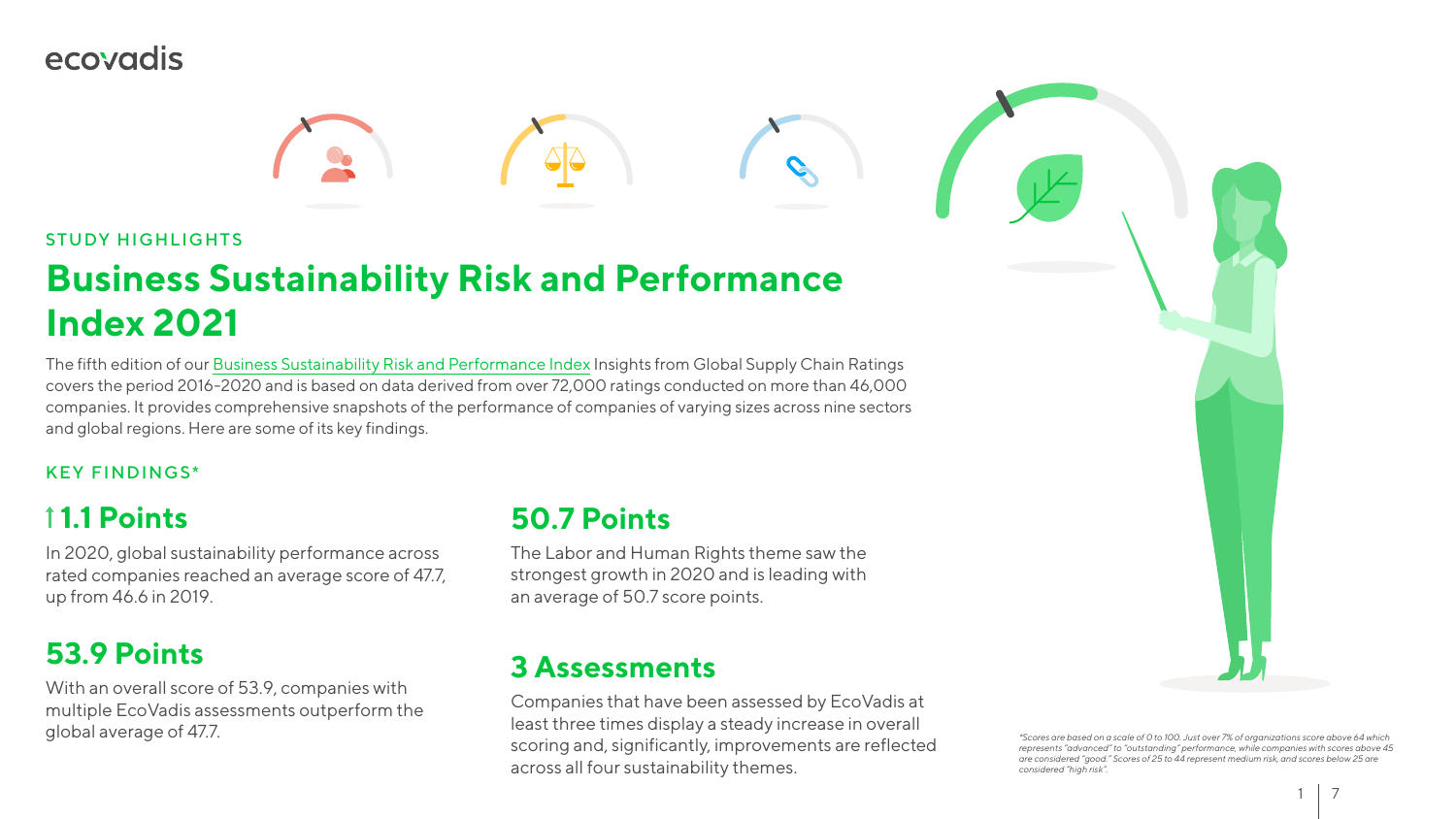ecovadis

STUDY HIGHLIGHTS

# Business Sustainability Risk and Performance Index 2021

The fifth edition of our Business Sustainability Risk and Performance Index Insights from Global Supply Chain Ratings covers the period 2016-2020 and is based on data derived from over 72,000 ratings conducted on more than 46,000 companies. It provides comprehensive snapshots of the performance of companies of varying sizes across nine sectors and global regions. Here are some of its key findings.

KEY FINDINGS*

## ↑1.1 Points

In 2020, global sustainability performance across rated companies reached an average score of 47.7, up from 46.6 in 2019.

## 53.9 Points

With an overall score of 53.9, companies with multiple EcoVadis assessments outperform the global average of 47.7.

## 50.7 Points

The Labor and Human Rights theme saw the strongest growth in 2020 and is leading with an average of 50.7 score points.

## 3 Assessments

Companies that have been assessed by EcoVadis at least three times display a steady increase in overall scoring and, significantly, improvements are reflected across all four sustainability themes.

*\*Scores are based on a scale of 0 to 100. Just over 7% of organizations score above 64 which represents "advanced" to "outstanding" performance, while companies with scores above 45 are considered "good." Scores of 25 to 44 represent medium risk, and scores below 25 are considered "high risk".*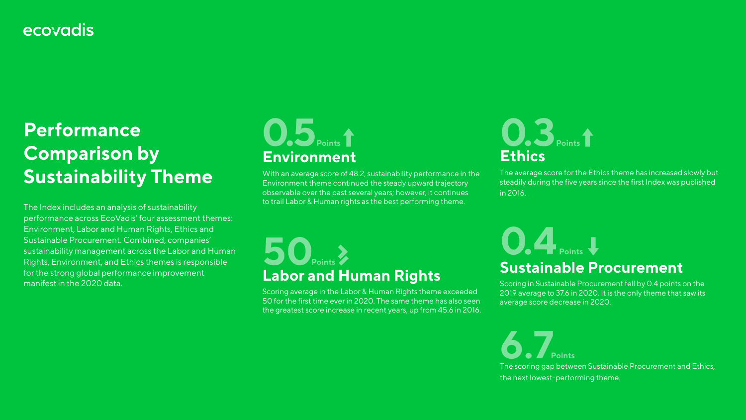# Performance Comparison by Sustainability Theme

The Index includes an analysis of sustainability performance across EcoVadis' four assessment themes: Environment, Labor and Human Rights, Ethics and Sustainable Procurement. Combined, companies' sustainability management across the Labor and Human Rights, Environment, and Ethics themes is responsible for the strong global performance improvement manifest in the 2020 data.

**0.5** Points ↑

## Environment

With an average score of 48.2, sustainability performance in the Environment theme continued the steady upward trajectory observable over the past several years; however, it continues to trail Labor & Human rights as the best performing theme.

**50** Points

## Labor and Human Rights

Scoring average in the Labor & Human Rights theme exceeded 50 for the first time ever in 2020. The same theme has also seen the greatest score increase in recent years, up from 45.6 in 2016.

**0.3** Points ↑

## Ethics

The average score for the Ethics theme has increased slowly but steadily during the five years since the first Index was published in 2016.

**0.4** Points ↓

## Sustainable Procurement

Scoring in Sustainable Procurement fell by 0.4 points on the 2019 average to 37.6 in 2020. It is the only theme that saw its average score decrease in 2020.

**6.7** Points

The scoring gap between Sustainable Procurement and Ethics, the next lowest-performing theme.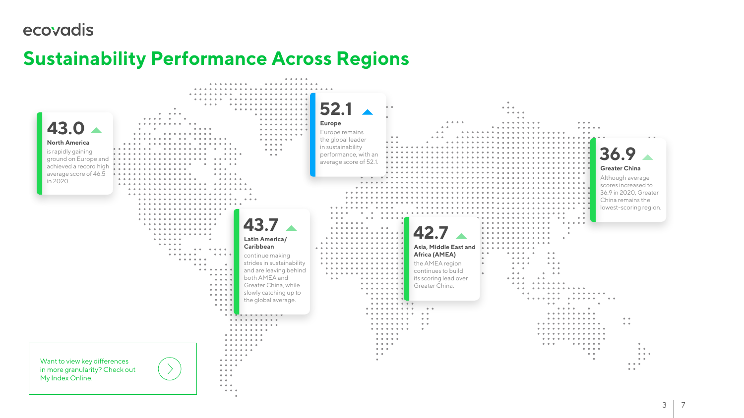ecovadis

# Sustainability Performance Across Regions

**43.0** ▲

**North America**

is rapidly gaining ground on Europe and achieved a record high average score of 46.5 in 2020.

**52.1** ▲

**Europe**

Europe remains the global leader in sustainability performance, with an average score of 52.1.

**36.9** ▲

**Greater China**

Although average scores increased to 36.9 in 2020, Greater China remains the lowest-scoring region.

**43.7** ▲

**Latin America/ Caribbean**

continue making strides in sustainability and are leaving behind both AMEA and Greater China, while slowly catching up to the global average.

**42.7** ▲

**Asia, Middle East and Africa (AMEA)**

the AMEA region continues to build its scoring lead over Greater China.

Want to view key differences in more granularity? Check out My Index Online.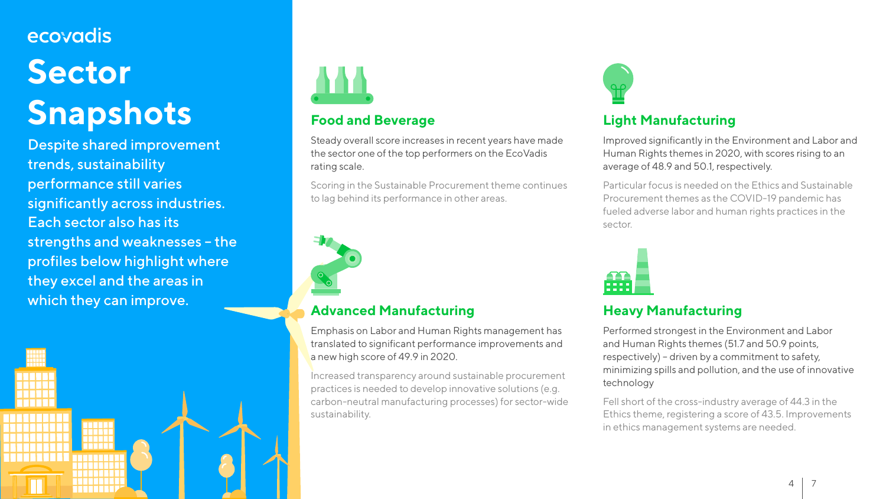ecovadis

# Sector Snapshots

Despite shared improvement trends, sustainability performance still varies significantly across industries. Each sector also has its strengths and weaknesses – the profiles below highlight where they excel and the areas in which they can improve.

## Food and Beverage

Steady overall score increases in recent years have made the sector one of the top performers on the EcoVadis rating scale.

Scoring in the Sustainable Procurement theme continues to lag behind its performance in other areas.

## Advanced Manufacturing

Emphasis on Labor and Human Rights management has translated to significant performance improvements and a new high score of 49.9 in 2020.

Increased transparency around sustainable procurement practices is needed to develop innovative solutions (e.g. carbon-neutral manufacturing processes) for sector-wide sustainability.

## Light Manufacturing

Improved significantly in the Environment and Labor and Human Rights themes in 2020, with scores rising to an average of 48.9 and 50.1, respectively.

Particular focus is needed on the Ethics and Sustainable Procurement themes as the COVID-19 pandemic has fueled adverse labor and human rights practices in the sector.

## Heavy Manufacturing

Performed strongest in the Environment and Labor and Human Rights themes (51.7 and 50.9 points, respectively) – driven by a commitment to safety, minimizing spills and pollution, and the use of innovative technology

Fell short of the cross-industry average of 44.3 in the Ethics theme, registering a score of 43.5. Improvements in ethics management systems are needed.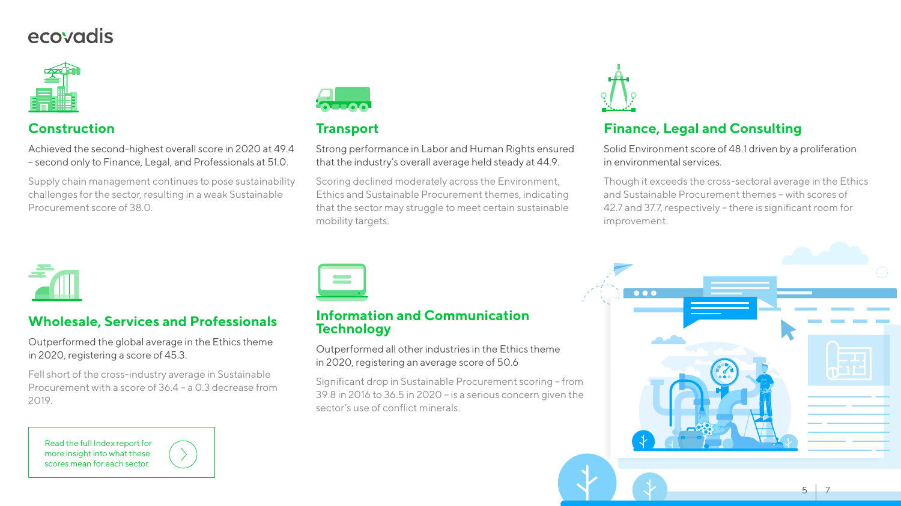## Construction

Achieved the second-highest overall score in 2020 at 49.4 – second only to Finance, Legal, and Professionals at 51.0.

Supply chain management continues to pose sustainability challenges for the sector, resulting in a weak Sustainable Procurement score of 38.0.

## Transport

Strong performance in Labor and Human Rights ensured that the industry's overall average held steady at 44.9.

Scoring declined moderately across the Environment, Ethics and Sustainable Procurement themes, indicating that the sector may struggle to meet certain sustainable mobility targets.

## Finance, Legal and Consulting

Solid Environment score of 48.1 driven by a proliferation in environmental services.

Though it exceeds the cross-sectoral average in the Ethics and Sustainable Procurement themes – with scores of 42.7 and 37.7, respectively – there is significant room for improvement.

## Wholesale, Services and Professionals

Outperformed the global average in the Ethics theme in 2020, registering a score of 45.3.

Fell short of the cross-industry average in Sustainable Procurement with a score of 36.4 – a 0.3 decrease from 2019.

## Information and Communication Technology

Outperformed all other industries in the Ethics theme in 2020, registering an average score of 50.6

Significant drop in Sustainable Procurement scoring – from 39.8 in 2016 to 36.5 in 2020 – is a serious concern given the sector's use of conflict minerals.

Read the full Index report for more insight into what these scores mean for each sector.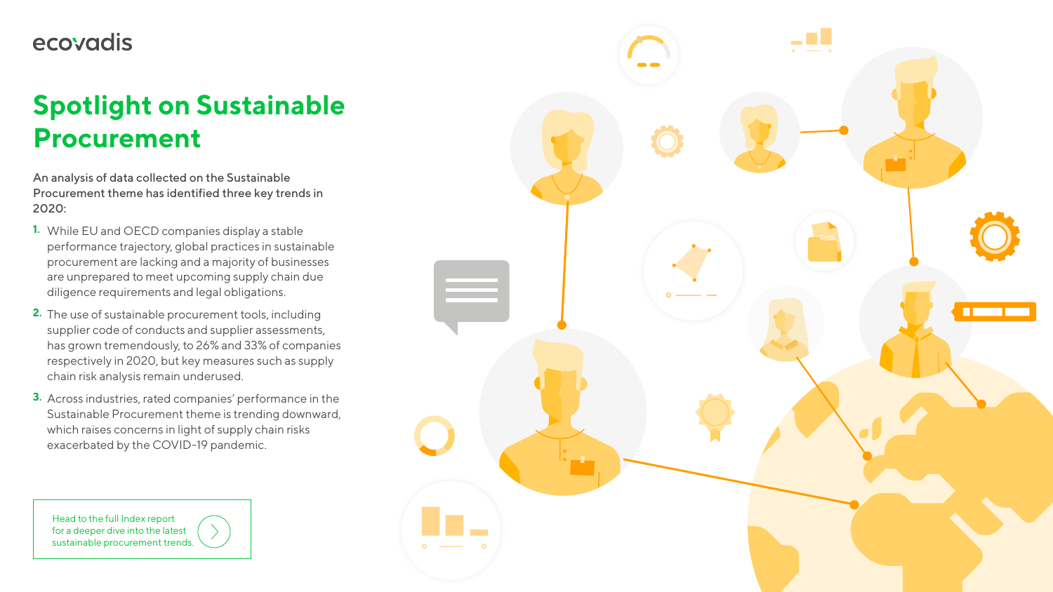ecovadis

# Spotlight on Sustainable Procurement

An analysis of data collected on the Sustainable Procurement theme has identified three key trends in 2020:

1. While EU and OECD companies display a stable performance trajectory, global practices in sustainable procurement are lacking and a majority of businesses are unprepared to meet upcoming supply chain due diligence requirements and legal obligations.
2. The use of sustainable procurement tools, including supplier code of conducts and supplier assessments, has grown tremendously, to 26% and 33% of companies respectively in 2020, but key measures such as supply chain risk analysis remain underused.
3. Across industries, rated companies' performance in the Sustainable Procurement theme is trending downward, which raises concerns in light of supply chain risks exacerbated by the COVID-19 pandemic.

Head to the full Index report for a deeper dive into the latest sustainable procurement trends.